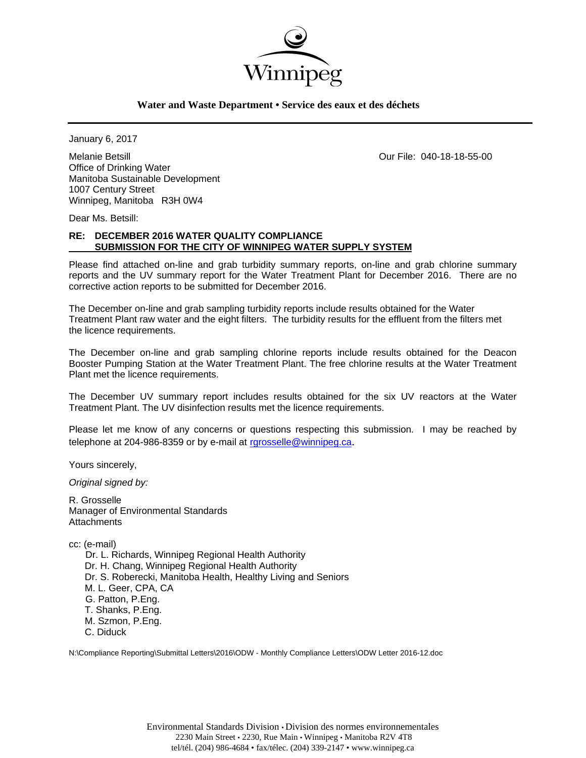Winnipeg

**Water and Waste Department • Service des eaux et des déchets**

---

January 6, 2017

Melanie Betsill
Office of Drinking Water
Manitoba Sustainable Development
1007 Century Street
Winnipeg, Manitoba R3H 0W4

Our File: 040-18-18-55-00

Dear Ms. Betsill:

**RE: DECEMBER 2016 WATER QUALITY COMPLIANCE SUBMISSION FOR THE CITY OF WINNIPEG WATER SUPPLY SYSTEM**

Please find attached on-line and grab turbidity summary reports, on-line and grab chlorine summary reports and the UV summary report for the Water Treatment Plant for December 2016. There are no corrective action reports to be submitted for December 2016.

The December on-line and grab sampling turbidity reports include results obtained for the Water Treatment Plant raw water and the eight filters. The turbidity results for the effluent from the filters met the licence requirements.

The December on-line and grab sampling chlorine reports include results obtained for the Deacon Booster Pumping Station at the Water Treatment Plant. The free chlorine results at the Water Treatment Plant met the licence requirements.

The December UV summary report includes results obtained for the six UV reactors at the Water Treatment Plant. The UV disinfection results met the licence requirements.

Please let me know of any concerns or questions respecting this submission. I may be reached by telephone at 204-986-8359 or by e-mail at rgrosselle@winnipeg.ca.

Yours sincerely,

*Original signed by:*

R. Grosselle
Manager of Environmental Standards
Attachments

cc: (e-mail)
- Dr. L. Richards, Winnipeg Regional Health Authority
- Dr. H. Chang, Winnipeg Regional Health Authority
- Dr. S. Roberecki, Manitoba Health, Healthy Living and Seniors
- M. L. Geer, CPA, CA
- G. Patton, P.Eng.
- T. Shanks, P.Eng.
- M. Szmon, P.Eng.
- C. Diduck

N:\Compliance Reporting\Submittal Letters\2016\ODW - Monthly Compliance Letters\ODW Letter 2016-12.doc

Environmental Standards Division • Division des normes environnementales
2230 Main Street • 2230, Rue Main • Winnipeg • Manitoba R2V 4T8
tel/tél. (204) 986-4684 • fax/télec. (204) 339-2147 • www.winnipeg.ca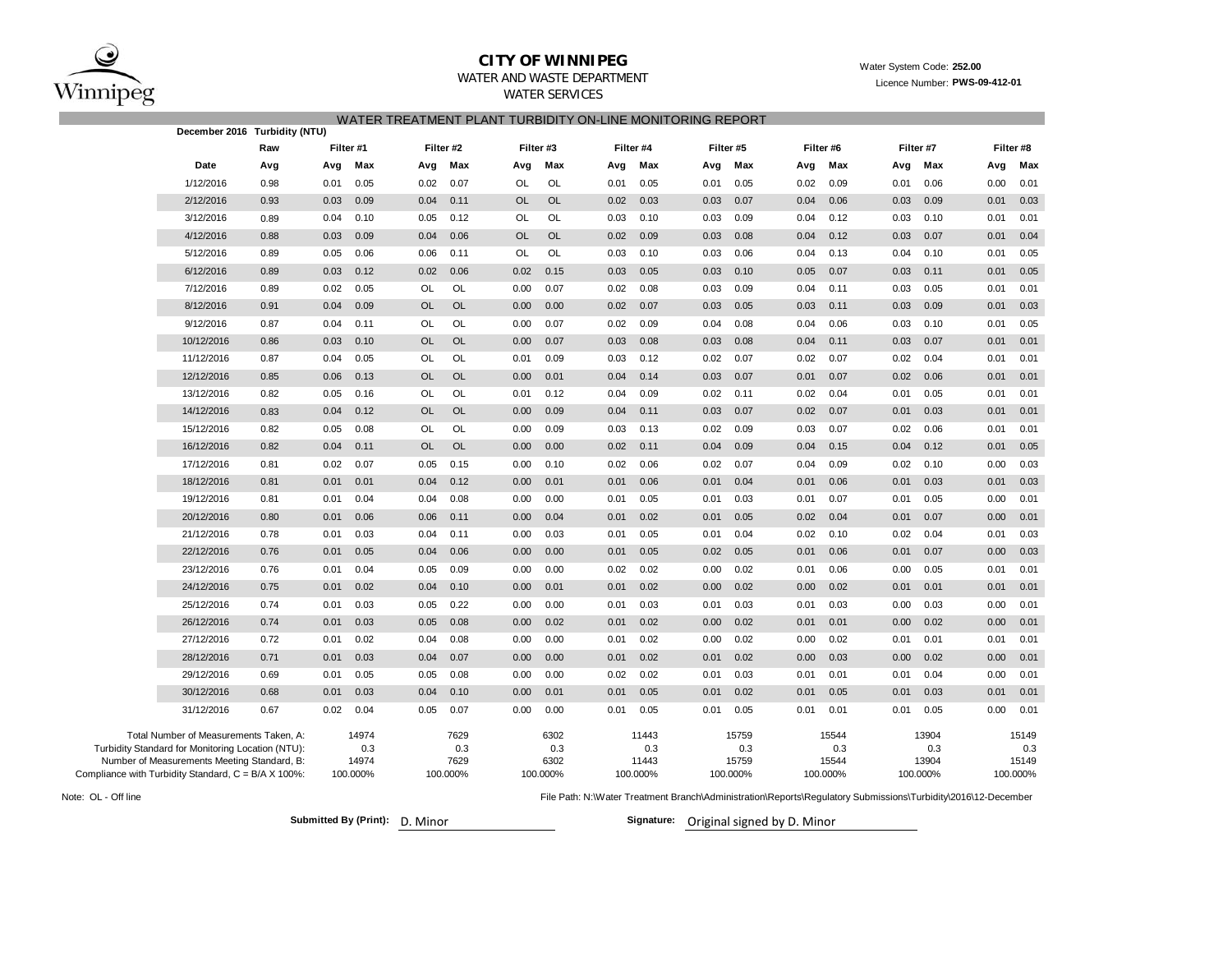# CITY OF WINNIPEG

WATER AND WASTE DEPARTMENT

WATER SERVICES

Water System Code: **252.00**

Licence Number: **PWS-09-412-01**

## WATER TREATMENT PLANT TURBIDITY ON-LINE MONITORING REPORT

**December 2016 Turbidity (NTU)**

| | Raw | Filter #1 | | Filter #2 | | Filter #3 | | Filter #4 | | Filter #5 | | Filter #6 | | Filter #7 | | Filter #8 | |
|---|---|---|---|---|---|---|---|---|---|---|---|---|---|---|---|---|---|
| **Date** | **Avg** | **Avg** | **Max** | **Avg** | **Max** | **Avg** | **Max** | **Avg** | **Max** | **Avg** | **Max** | **Avg** | **Max** | **Avg** | **Max** | **Avg** | **Max** |
| 1/12/2016 | 0.98 | 0.01 | 0.05 | 0.02 | 0.07 | OL | OL | 0.01 | 0.05 | 0.01 | 0.05 | 0.02 | 0.09 | 0.01 | 0.06 | 0.00 | 0.01 |
| 2/12/2016 | 0.93 | 0.03 | 0.09 | 0.04 | 0.11 | OL | OL | 0.02 | 0.03 | 0.03 | 0.07 | 0.04 | 0.06 | 0.03 | 0.09 | 0.01 | 0.03 |
| 3/12/2016 | 0.89 | 0.04 | 0.10 | 0.05 | 0.12 | OL | OL | 0.03 | 0.10 | 0.03 | 0.09 | 0.04 | 0.12 | 0.03 | 0.10 | 0.01 | 0.01 |
| 4/12/2016 | 0.88 | 0.03 | 0.09 | 0.04 | 0.06 | OL | OL | 0.02 | 0.09 | 0.03 | 0.08 | 0.04 | 0.12 | 0.03 | 0.07 | 0.01 | 0.04 |
| 5/12/2016 | 0.89 | 0.05 | 0.06 | 0.06 | 0.11 | OL | OL | 0.03 | 0.10 | 0.03 | 0.06 | 0.04 | 0.13 | 0.04 | 0.10 | 0.01 | 0.05 |
| 6/12/2016 | 0.89 | 0.03 | 0.12 | 0.02 | 0.06 | 0.02 | 0.15 | 0.03 | 0.05 | 0.03 | 0.10 | 0.05 | 0.07 | 0.03 | 0.11 | 0.01 | 0.05 |
| 7/12/2016 | 0.89 | 0.02 | 0.05 | OL | OL | 0.00 | 0.07 | 0.02 | 0.08 | 0.03 | 0.09 | 0.04 | 0.11 | 0.03 | 0.05 | 0.01 | 0.01 |
| 8/12/2016 | 0.91 | 0.04 | 0.09 | OL | OL | 0.00 | 0.00 | 0.02 | 0.07 | 0.03 | 0.05 | 0.03 | 0.11 | 0.03 | 0.09 | 0.01 | 0.03 |
| 9/12/2016 | 0.87 | 0.04 | 0.11 | OL | OL | 0.00 | 0.07 | 0.02 | 0.09 | 0.04 | 0.08 | 0.04 | 0.06 | 0.03 | 0.10 | 0.01 | 0.05 |
| 10/12/2016 | 0.86 | 0.03 | 0.10 | OL | OL | 0.00 | 0.07 | 0.03 | 0.08 | 0.03 | 0.08 | 0.04 | 0.11 | 0.03 | 0.07 | 0.01 | 0.01 |
| 11/12/2016 | 0.87 | 0.04 | 0.05 | OL | OL | 0.01 | 0.09 | 0.03 | 0.12 | 0.02 | 0.07 | 0.02 | 0.07 | 0.02 | 0.04 | 0.01 | 0.01 |
| 12/12/2016 | 0.85 | 0.06 | 0.13 | OL | OL | 0.00 | 0.01 | 0.04 | 0.14 | 0.03 | 0.07 | 0.01 | 0.07 | 0.02 | 0.06 | 0.01 | 0.01 |
| 13/12/2016 | 0.82 | 0.05 | 0.16 | OL | OL | 0.01 | 0.12 | 0.04 | 0.09 | 0.02 | 0.11 | 0.02 | 0.04 | 0.01 | 0.05 | 0.01 | 0.01 |
| 14/12/2016 | 0.83 | 0.04 | 0.12 | OL | OL | 0.00 | 0.09 | 0.04 | 0.11 | 0.03 | 0.07 | 0.02 | 0.07 | 0.01 | 0.03 | 0.01 | 0.01 |
| 15/12/2016 | 0.82 | 0.05 | 0.08 | OL | OL | 0.00 | 0.09 | 0.03 | 0.13 | 0.02 | 0.09 | 0.03 | 0.07 | 0.02 | 0.06 | 0.01 | 0.01 |
| 16/12/2016 | 0.82 | 0.04 | 0.11 | OL | OL | 0.00 | 0.00 | 0.02 | 0.11 | 0.04 | 0.09 | 0.04 | 0.15 | 0.04 | 0.12 | 0.01 | 0.05 |
| 17/12/2016 | 0.81 | 0.02 | 0.07 | 0.05 | 0.15 | 0.00 | 0.10 | 0.02 | 0.06 | 0.02 | 0.07 | 0.04 | 0.09 | 0.02 | 0.10 | 0.00 | 0.03 |
| 18/12/2016 | 0.81 | 0.01 | 0.01 | 0.04 | 0.12 | 0.00 | 0.01 | 0.01 | 0.06 | 0.01 | 0.04 | 0.01 | 0.06 | 0.01 | 0.03 | 0.01 | 0.03 |
| 19/12/2016 | 0.81 | 0.01 | 0.04 | 0.04 | 0.08 | 0.00 | 0.00 | 0.01 | 0.05 | 0.01 | 0.03 | 0.01 | 0.07 | 0.01 | 0.05 | 0.00 | 0.01 |
| 20/12/2016 | 0.80 | 0.01 | 0.06 | 0.06 | 0.11 | 0.00 | 0.04 | 0.01 | 0.02 | 0.01 | 0.05 | 0.02 | 0.04 | 0.01 | 0.07 | 0.00 | 0.01 |
| 21/12/2016 | 0.78 | 0.01 | 0.03 | 0.04 | 0.11 | 0.00 | 0.03 | 0.01 | 0.05 | 0.01 | 0.04 | 0.02 | 0.10 | 0.02 | 0.04 | 0.01 | 0.03 |
| 22/12/2016 | 0.76 | 0.01 | 0.05 | 0.04 | 0.06 | 0.00 | 0.00 | 0.01 | 0.05 | 0.02 | 0.05 | 0.01 | 0.06 | 0.01 | 0.07 | 0.00 | 0.03 |
| 23/12/2016 | 0.76 | 0.01 | 0.04 | 0.05 | 0.09 | 0.00 | 0.00 | 0.02 | 0.02 | 0.00 | 0.02 | 0.01 | 0.06 | 0.00 | 0.05 | 0.01 | 0.01 |
| 24/12/2016 | 0.75 | 0.01 | 0.02 | 0.04 | 0.10 | 0.00 | 0.01 | 0.01 | 0.02 | 0.00 | 0.02 | 0.00 | 0.02 | 0.01 | 0.01 | 0.01 | 0.01 |
| 25/12/2016 | 0.74 | 0.01 | 0.03 | 0.05 | 0.22 | 0.00 | 0.00 | 0.01 | 0.03 | 0.01 | 0.03 | 0.01 | 0.03 | 0.00 | 0.03 | 0.00 | 0.01 |
| 26/12/2016 | 0.74 | 0.01 | 0.03 | 0.05 | 0.08 | 0.00 | 0.02 | 0.01 | 0.02 | 0.00 | 0.02 | 0.01 | 0.01 | 0.00 | 0.02 | 0.00 | 0.01 |
| 27/12/2016 | 0.72 | 0.01 | 0.02 | 0.04 | 0.08 | 0.00 | 0.00 | 0.01 | 0.02 | 0.00 | 0.02 | 0.00 | 0.02 | 0.01 | 0.01 | 0.01 | 0.01 |
| 28/12/2016 | 0.71 | 0.01 | 0.03 | 0.04 | 0.07 | 0.00 | 0.00 | 0.01 | 0.02 | 0.01 | 0.02 | 0.00 | 0.03 | 0.00 | 0.02 | 0.00 | 0.01 |
| 29/12/2016 | 0.69 | 0.01 | 0.05 | 0.05 | 0.08 | 0.00 | 0.00 | 0.02 | 0.02 | 0.01 | 0.03 | 0.01 | 0.01 | 0.01 | 0.04 | 0.00 | 0.01 |
| 30/12/2016 | 0.68 | 0.01 | 0.03 | 0.04 | 0.10 | 0.00 | 0.01 | 0.01 | 0.05 | 0.01 | 0.02 | 0.01 | 0.05 | 0.01 | 0.03 | 0.01 | 0.01 |
| 31/12/2016 | 0.67 | 0.02 | 0.04 | 0.05 | 0.07 | 0.00 | 0.00 | 0.01 | 0.05 | 0.01 | 0.05 | 0.01 | 0.01 | 0.01 | 0.05 | 0.00 | 0.01 |
| Total Number of Measurements Taken, A: | | 14974 | | 7629 | | 6302 | | 11443 | | 15759 | | 15544 | | 13904 | | 15149 | |
| Turbidity Standard for Monitoring Location (NTU): | | 0.3 | | 0.3 | | 0.3 | | 0.3 | | 0.3 | | 0.3 | | 0.3 | | 0.3 | |
| Number of Measurements Meeting Standard, B: | | 14974 | | 7629 | | 6302 | | 11443 | | 15759 | | 15544 | | 13904 | | 15149 | |
| Compliance with Turbidity Standard, C = B/A X 100%: | | 100.000% | | 100.000% | | 100.000% | | 100.000% | | 100.000% | | 100.000% | | 100.000% | | 100.000% | |

Note: OL - Off line

File Path: N:\Water Treatment Branch\Administration\Reports\Regulatory Submissions\Turbidity\2016\12-December

**Submitted By (Print):** D. Minor

**Signature:** Original signed by D. Minor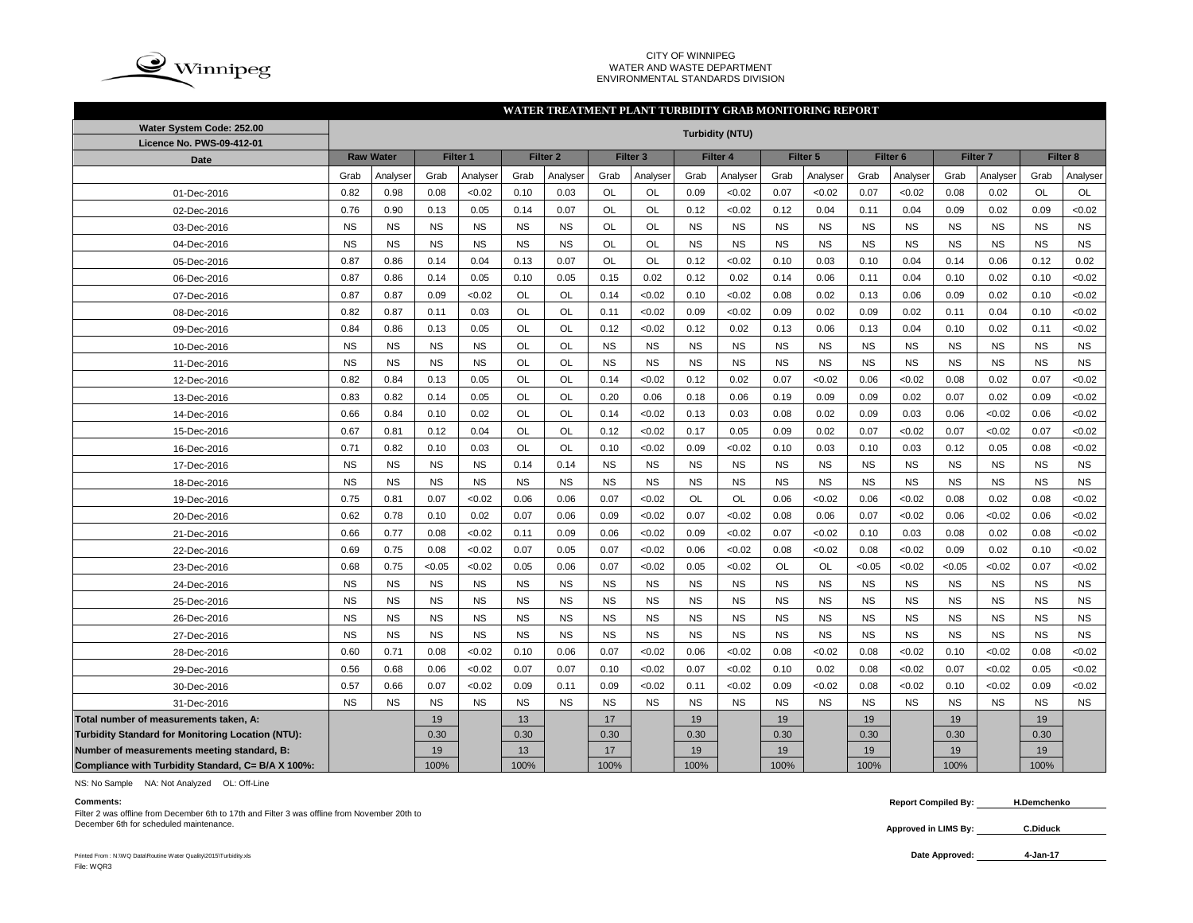CITY OF WINNIPEG
WATER AND WASTE DEPARTMENT
ENVIRONMENTAL STANDARDS DIVISION

## WATER TREATMENT PLANT TURBIDITY GRAB MONITORING REPORT

| Water System Code: 252.00 / Licence No. PWS-09-412-01 | Turbidity (NTU) | | | | | | | | | | | | | | | | | |
|---|---|---|---|---|---|---|---|---|---|---|---|---|---|---|---|---|---|---|
| Date | Raw Water | | Filter 1 | | Filter 2 | | Filter 3 | | Filter 4 | | Filter 5 | | Filter 6 | | Filter 7 | | Filter 8 | |
| | Grab | Analyser | Grab | Analyser | Grab | Analyser | Grab | Analyser | Grab | Analyser | Grab | Analyser | Grab | Analyser | Grab | Analyser | Grab | Analyser |
| 01-Dec-2016 | 0.82 | 0.98 | 0.08 | <0.02 | 0.10 | 0.03 | OL | OL | 0.09 | <0.02 | 0.07 | <0.02 | 0.07 | <0.02 | 0.08 | 0.02 | OL | OL |
| 02-Dec-2016 | 0.76 | 0.90 | 0.13 | 0.05 | 0.14 | 0.07 | OL | OL | 0.12 | <0.02 | 0.12 | 0.04 | 0.11 | 0.04 | 0.09 | 0.02 | 0.09 | <0.02 |
| 03-Dec-2016 | NS | NS | NS | NS | NS | NS | OL | OL | NS | NS | NS | NS | NS | NS | NS | NS | NS | NS |
| 04-Dec-2016 | NS | NS | NS | NS | NS | NS | OL | OL | NS | NS | NS | NS | NS | NS | NS | NS | NS | NS |
| 05-Dec-2016 | 0.87 | 0.86 | 0.14 | 0.04 | 0.13 | 0.07 | OL | OL | 0.12 | <0.02 | 0.10 | 0.03 | 0.10 | 0.04 | 0.14 | 0.06 | 0.12 | 0.02 |
| 06-Dec-2016 | 0.87 | 0.86 | 0.14 | 0.05 | 0.10 | 0.05 | 0.15 | 0.02 | 0.12 | 0.02 | 0.14 | 0.06 | 0.11 | 0.04 | 0.10 | 0.02 | 0.10 | <0.02 |
| 07-Dec-2016 | 0.87 | 0.87 | 0.09 | <0.02 | OL | OL | 0.14 | <0.02 | 0.10 | <0.02 | 0.08 | 0.02 | 0.13 | 0.06 | 0.09 | 0.02 | 0.10 | <0.02 |
| 08-Dec-2016 | 0.82 | 0.87 | 0.11 | 0.03 | OL | OL | 0.11 | <0.02 | 0.09 | <0.02 | 0.09 | 0.02 | 0.09 | 0.02 | 0.11 | 0.04 | 0.10 | <0.02 |
| 09-Dec-2016 | 0.84 | 0.86 | 0.13 | 0.05 | OL | OL | 0.12 | <0.02 | 0.12 | 0.02 | 0.13 | 0.06 | 0.13 | 0.04 | 0.10 | 0.02 | 0.11 | <0.02 |
| 10-Dec-2016 | NS | NS | NS | NS | OL | OL | NS | NS | NS | NS | NS | NS | NS | NS | NS | NS | NS | NS |
| 11-Dec-2016 | NS | NS | NS | NS | OL | OL | NS | NS | NS | NS | NS | NS | NS | NS | NS | NS | NS | NS |
| 12-Dec-2016 | 0.82 | 0.84 | 0.13 | 0.05 | OL | OL | 0.14 | <0.02 | 0.12 | 0.02 | 0.07 | <0.02 | 0.06 | <0.02 | 0.08 | 0.02 | 0.07 | <0.02 |
| 13-Dec-2016 | 0.83 | 0.82 | 0.14 | 0.05 | OL | OL | 0.20 | 0.06 | 0.18 | 0.06 | 0.19 | 0.09 | 0.09 | 0.02 | 0.07 | 0.02 | 0.09 | <0.02 |
| 14-Dec-2016 | 0.66 | 0.84 | 0.10 | 0.02 | OL | OL | 0.14 | <0.02 | 0.13 | 0.03 | 0.08 | 0.02 | 0.09 | 0.03 | 0.06 | <0.02 | 0.06 | <0.02 |
| 15-Dec-2016 | 0.67 | 0.81 | 0.12 | 0.04 | OL | OL | 0.12 | <0.02 | 0.17 | 0.05 | 0.09 | 0.02 | 0.07 | <0.02 | 0.07 | <0.02 | 0.07 | <0.02 |
| 16-Dec-2016 | 0.71 | 0.82 | 0.10 | 0.03 | OL | OL | 0.10 | <0.02 | 0.09 | <0.02 | 0.10 | 0.03 | 0.10 | 0.03 | 0.12 | 0.05 | 0.08 | <0.02 |
| 17-Dec-2016 | NS | NS | NS | NS | 0.14 | 0.14 | NS | NS | NS | NS | NS | NS | NS | NS | NS | NS | NS | NS |
| 18-Dec-2016 | NS | NS | NS | NS | NS | NS | NS | NS | NS | NS | NS | NS | NS | NS | NS | NS | NS | NS |
| 19-Dec-2016 | 0.75 | 0.81 | 0.07 | <0.02 | 0.06 | 0.06 | 0.07 | <0.02 | OL | OL | 0.06 | <0.02 | 0.06 | <0.02 | 0.08 | 0.02 | 0.08 | <0.02 |
| 20-Dec-2016 | 0.62 | 0.78 | 0.10 | 0.02 | 0.07 | 0.06 | 0.09 | <0.02 | 0.07 | <0.02 | 0.08 | 0.06 | 0.07 | <0.02 | 0.06 | <0.02 | 0.06 | <0.02 |
| 21-Dec-2016 | 0.66 | 0.77 | 0.08 | <0.02 | 0.11 | 0.09 | 0.06 | <0.02 | 0.09 | <0.02 | 0.07 | <0.02 | 0.10 | 0.03 | 0.08 | 0.02 | 0.08 | <0.02 |
| 22-Dec-2016 | 0.69 | 0.75 | 0.08 | <0.02 | 0.07 | 0.05 | 0.07 | <0.02 | 0.06 | <0.02 | 0.08 | <0.02 | 0.08 | <0.02 | 0.09 | 0.02 | 0.10 | <0.02 |
| 23-Dec-2016 | 0.68 | 0.75 | <0.05 | <0.02 | 0.05 | 0.06 | 0.07 | <0.02 | 0.05 | <0.02 | OL | OL | <0.05 | <0.02 | <0.05 | <0.02 | 0.07 | <0.02 |
| 24-Dec-2016 | NS | NS | NS | NS | NS | NS | NS | NS | NS | NS | NS | NS | NS | NS | NS | NS | NS | NS |
| 25-Dec-2016 | NS | NS | NS | NS | NS | NS | NS | NS | NS | NS | NS | NS | NS | NS | NS | NS | NS | NS |
| 26-Dec-2016 | NS | NS | NS | NS | NS | NS | NS | NS | NS | NS | NS | NS | NS | NS | NS | NS | NS | NS |
| 27-Dec-2016 | NS | NS | NS | NS | NS | NS | NS | NS | NS | NS | NS | NS | NS | NS | NS | NS | NS | NS |
| 28-Dec-2016 | 0.60 | 0.71 | 0.08 | <0.02 | 0.10 | 0.06 | 0.07 | <0.02 | 0.06 | <0.02 | 0.08 | <0.02 | 0.08 | <0.02 | 0.10 | <0.02 | 0.08 | <0.02 |
| 29-Dec-2016 | 0.56 | 0.68 | 0.06 | <0.02 | 0.07 | 0.07 | 0.10 | <0.02 | 0.07 | <0.02 | 0.10 | 0.02 | 0.08 | <0.02 | 0.07 | <0.02 | 0.05 | <0.02 |
| 30-Dec-2016 | 0.57 | 0.66 | 0.07 | <0.02 | 0.09 | 0.11 | 0.09 | <0.02 | 0.11 | <0.02 | 0.09 | <0.02 | 0.08 | <0.02 | 0.10 | <0.02 | 0.09 | <0.02 |
| 31-Dec-2016 | NS | NS | NS | NS | NS | NS | NS | NS | NS | NS | NS | NS | NS | NS | NS | NS | NS | NS |
| **Total number of measurements taken, A:** | | | 19 | | 13 | | 17 | | 19 | | 19 | | 19 | | 19 | | 19 | |
| **Turbidity Standard for Monitoring Location (NTU):** | | | 0.30 | | 0.30 | | 0.30 | | 0.30 | | 0.30 | | 0.30 | | 0.30 | | 0.30 | |
| **Number of measurements meeting standard, B:** | | | 19 | | 13 | | 17 | | 19 | | 19 | | 19 | | 19 | | 19 | |
| **Compliance with Turbidity Standard, C= B/A X 100%:** | | | 100% | | 100% | | 100% | | 100% | | 100% | | 100% | | 100% | | 100% | |

NS: No Sample NA: Not Analyzed OL: Off-Line

**Comments:**

Filter 2 was offline from December 6th to 17th and Filter 3 was offline from November 20th to December 6th for scheduled maintenance.

**Report Compiled By:** H.Demchenko

**Approved in LIMS By:** C.Diduck

**Date Approved:** 4-Jan-17

Printed From : N:\WQ Data\Routine Water Quality\2015\Turbidity.xls
File: WQR3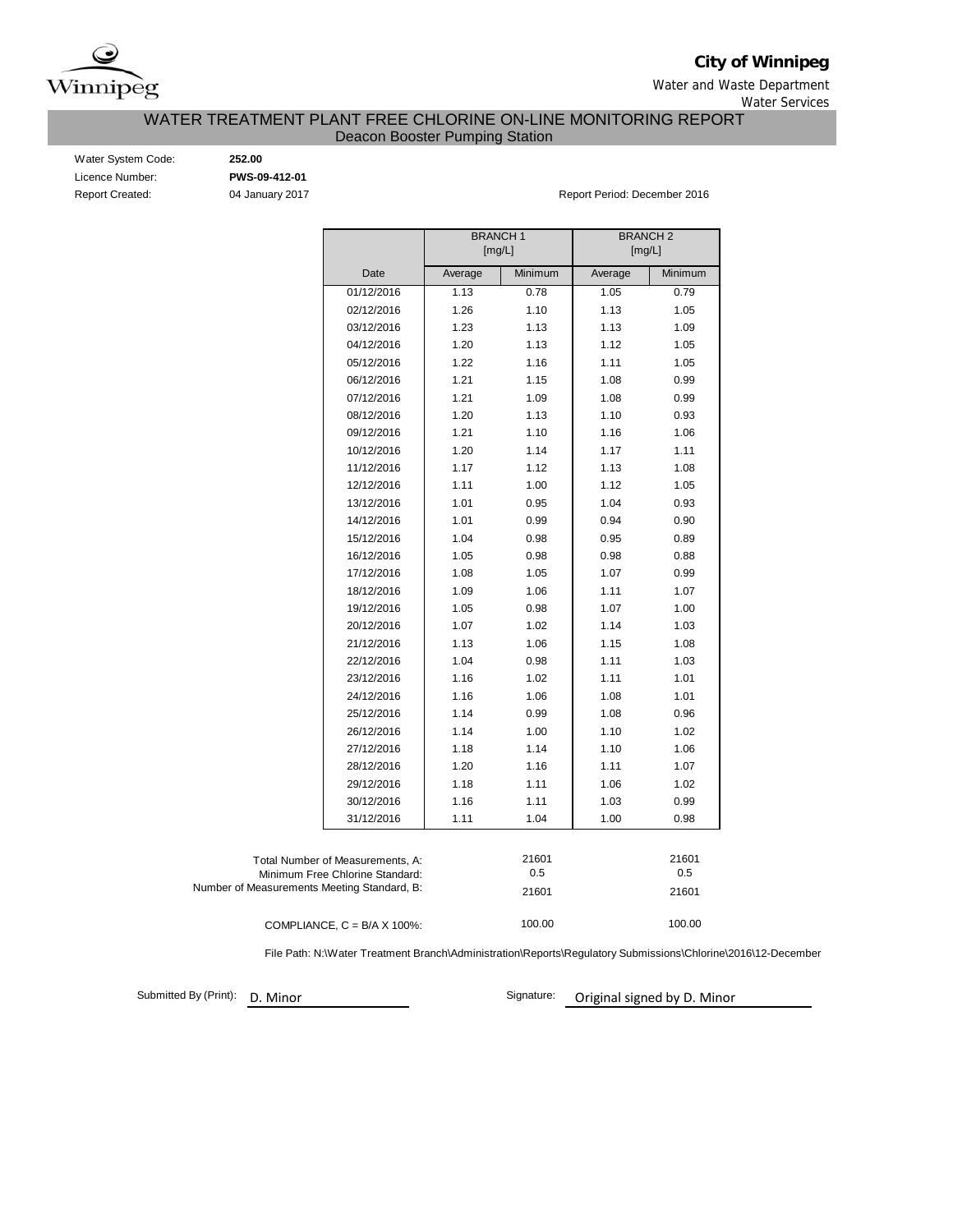**City of Winnipeg**

Water and Waste Department

Water Services

## WATER TREATMENT PLANT FREE CHLORINE ON-LINE MONITORING REPORT

Deacon Booster Pumping Station

Water System Code: **252.00**

Licence Number: **PWS-09-412-01**

Report Created: 04 January 2017

Report Period: December 2016

| | BRANCH 1 [mg/L] | | BRANCH 2 [mg/L] | |
|---|---|---|---|---|
| Date | Average | Minimum | Average | Minimum |
| 01/12/2016 | 1.13 | 0.78 | 1.05 | 0.79 |
| 02/12/2016 | 1.26 | 1.10 | 1.13 | 1.05 |
| 03/12/2016 | 1.23 | 1.13 | 1.13 | 1.09 |
| 04/12/2016 | 1.20 | 1.13 | 1.12 | 1.05 |
| 05/12/2016 | 1.22 | 1.16 | 1.11 | 1.05 |
| 06/12/2016 | 1.21 | 1.15 | 1.08 | 0.99 |
| 07/12/2016 | 1.21 | 1.09 | 1.08 | 0.99 |
| 08/12/2016 | 1.20 | 1.13 | 1.10 | 0.93 |
| 09/12/2016 | 1.21 | 1.10 | 1.16 | 1.06 |
| 10/12/2016 | 1.20 | 1.14 | 1.17 | 1.11 |
| 11/12/2016 | 1.17 | 1.12 | 1.13 | 1.08 |
| 12/12/2016 | 1.11 | 1.00 | 1.12 | 1.05 |
| 13/12/2016 | 1.01 | 0.95 | 1.04 | 0.93 |
| 14/12/2016 | 1.01 | 0.99 | 0.94 | 0.90 |
| 15/12/2016 | 1.04 | 0.98 | 0.95 | 0.89 |
| 16/12/2016 | 1.05 | 0.98 | 0.98 | 0.88 |
| 17/12/2016 | 1.08 | 1.05 | 1.07 | 0.99 |
| 18/12/2016 | 1.09 | 1.06 | 1.11 | 1.07 |
| 19/12/2016 | 1.05 | 0.98 | 1.07 | 1.00 |
| 20/12/2016 | 1.07 | 1.02 | 1.14 | 1.03 |
| 21/12/2016 | 1.13 | 1.06 | 1.15 | 1.08 |
| 22/12/2016 | 1.04 | 0.98 | 1.11 | 1.03 |
| 23/12/2016 | 1.16 | 1.02 | 1.11 | 1.01 |
| 24/12/2016 | 1.16 | 1.06 | 1.08 | 1.01 |
| 25/12/2016 | 1.14 | 0.99 | 1.08 | 0.96 |
| 26/12/2016 | 1.14 | 1.00 | 1.10 | 1.02 |
| 27/12/2016 | 1.18 | 1.14 | 1.10 | 1.06 |
| 28/12/2016 | 1.20 | 1.16 | 1.11 | 1.07 |
| 29/12/2016 | 1.18 | 1.11 | 1.06 | 1.02 |
| 30/12/2016 | 1.16 | 1.11 | 1.03 | 0.99 |
| 31/12/2016 | 1.11 | 1.04 | 1.00 | 0.98 |

| | Branch 1 | Branch 2 |
|---|---|---|
| Total Number of Measurements, A: | 21601 | 21601 |
| Minimum Free Chlorine Standard: | 0.5 | 0.5 |
| Number of Measurements Meeting Standard, B: | 21601 | 21601 |
| COMPLIANCE, C = B/A X 100%: | 100.00 | 100.00 |

File Path: N:\Water Treatment Branch\Administration\Reports\Regulatory Submissions\Chlorine\2016\12-December

Submitted By (Print): D. Minor

Signature: Original signed by D. Minor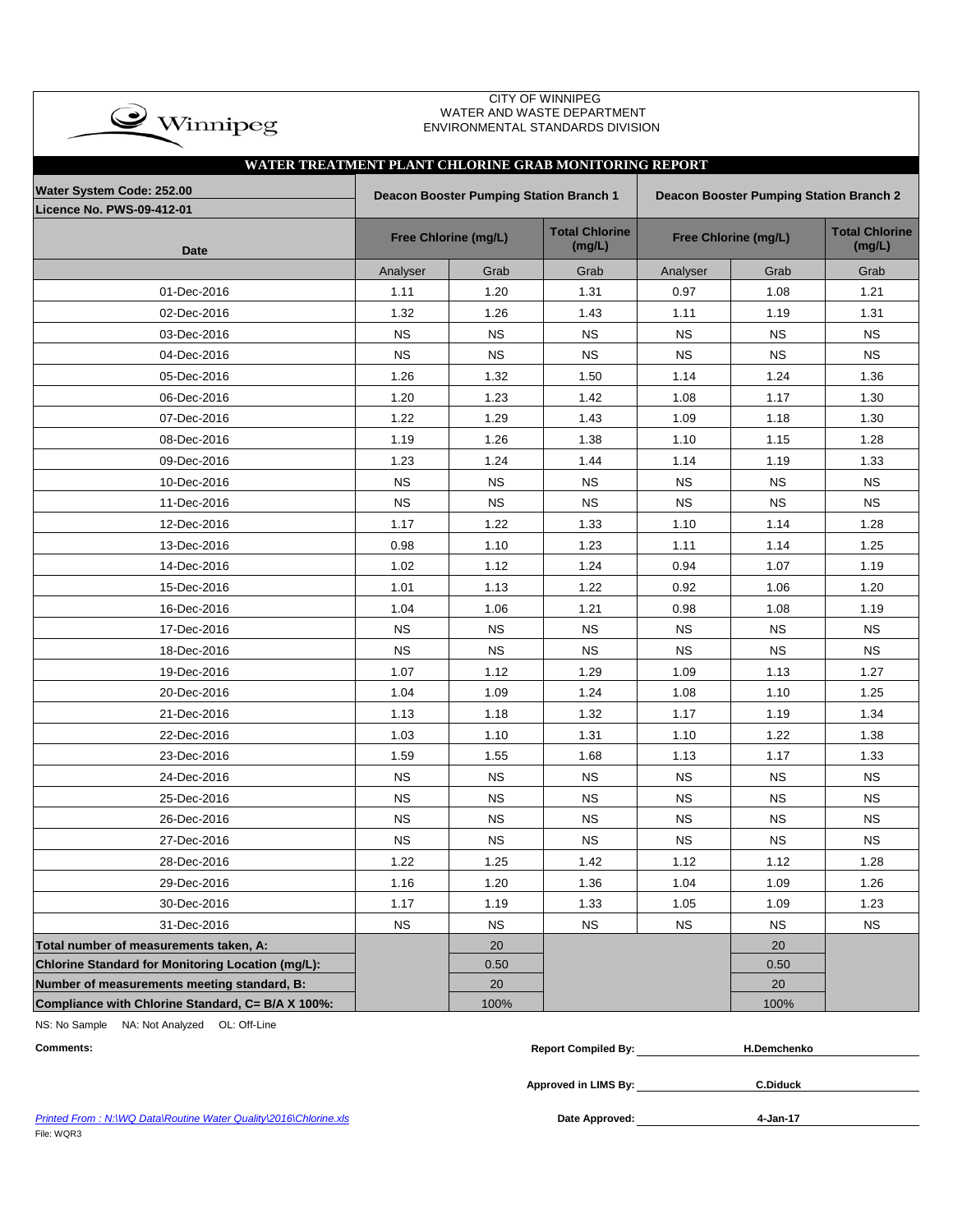CITY OF WINNIPEG
WATER AND WASTE DEPARTMENT
ENVIRONMENTAL STANDARDS DIVISION

## WATER TREATMENT PLANT CHLORINE GRAB MONITORING REPORT

| Water System Code: 252.00 / Licence No. PWS-09-412-01 | Deacon Booster Pumping Station Branch 1 | | | Deacon Booster Pumping Station Branch 2 | | |
|---|---|---|---|---|---|---|
| Date | Free Chlorine (mg/L) | | Total Chlorine (mg/L) | Free Chlorine (mg/L) | | Total Chlorine (mg/L) |
| | Analyser | Grab | Grab | Analyser | Grab | Grab |
| 01-Dec-2016 | 1.11 | 1.20 | 1.31 | 0.97 | 1.08 | 1.21 |
| 02-Dec-2016 | 1.32 | 1.26 | 1.43 | 1.11 | 1.19 | 1.31 |
| 03-Dec-2016 | NS | NS | NS | NS | NS | NS |
| 04-Dec-2016 | NS | NS | NS | NS | NS | NS |
| 05-Dec-2016 | 1.26 | 1.32 | 1.50 | 1.14 | 1.24 | 1.36 |
| 06-Dec-2016 | 1.20 | 1.23 | 1.42 | 1.08 | 1.17 | 1.30 |
| 07-Dec-2016 | 1.22 | 1.29 | 1.43 | 1.09 | 1.18 | 1.30 |
| 08-Dec-2016 | 1.19 | 1.26 | 1.38 | 1.10 | 1.15 | 1.28 |
| 09-Dec-2016 | 1.23 | 1.24 | 1.44 | 1.14 | 1.19 | 1.33 |
| 10-Dec-2016 | NS | NS | NS | NS | NS | NS |
| 11-Dec-2016 | NS | NS | NS | NS | NS | NS |
| 12-Dec-2016 | 1.17 | 1.22 | 1.33 | 1.10 | 1.14 | 1.28 |
| 13-Dec-2016 | 0.98 | 1.10 | 1.23 | 1.11 | 1.14 | 1.25 |
| 14-Dec-2016 | 1.02 | 1.12 | 1.24 | 0.94 | 1.07 | 1.19 |
| 15-Dec-2016 | 1.01 | 1.13 | 1.22 | 0.92 | 1.06 | 1.20 |
| 16-Dec-2016 | 1.04 | 1.06 | 1.21 | 0.98 | 1.08 | 1.19 |
| 17-Dec-2016 | NS | NS | NS | NS | NS | NS |
| 18-Dec-2016 | NS | NS | NS | NS | NS | NS |
| 19-Dec-2016 | 1.07 | 1.12 | 1.29 | 1.09 | 1.13 | 1.27 |
| 20-Dec-2016 | 1.04 | 1.09 | 1.24 | 1.08 | 1.10 | 1.25 |
| 21-Dec-2016 | 1.13 | 1.18 | 1.32 | 1.17 | 1.19 | 1.34 |
| 22-Dec-2016 | 1.03 | 1.10 | 1.31 | 1.10 | 1.22 | 1.38 |
| 23-Dec-2016 | 1.59 | 1.55 | 1.68 | 1.13 | 1.17 | 1.33 |
| 24-Dec-2016 | NS | NS | NS | NS | NS | NS |
| 25-Dec-2016 | NS | NS | NS | NS | NS | NS |
| 26-Dec-2016 | NS | NS | NS | NS | NS | NS |
| 27-Dec-2016 | NS | NS | NS | NS | NS | NS |
| 28-Dec-2016 | 1.22 | 1.25 | 1.42 | 1.12 | 1.12 | 1.28 |
| 29-Dec-2016 | 1.16 | 1.20 | 1.36 | 1.04 | 1.09 | 1.26 |
| 30-Dec-2016 | 1.17 | 1.19 | 1.33 | 1.05 | 1.09 | 1.23 |
| 31-Dec-2016 | NS | NS | NS | NS | NS | NS |
| **Total number of measurements taken, A:** | | 20 | | | 20 | |
| **Chlorine Standard for Monitoring Location (mg/L):** | | 0.50 | | | 0.50 | |
| **Number of measurements meeting standard, B:** | | 20 | | | 20 | |
| **Compliance with Chlorine Standard, C= B/A X 100%:** | | 100% | | | 100% | |

NS: No Sample   NA: Not Analyzed   OL: Off-Line

**Comments:**

**Report Compiled By:** H.Demchenko

**Approved in LIMS By:** C.Diduck

**Date Approved:** 4-Jan-17

*Printed From : N:\WQ Data\Routine Water Quality\2016\Chlorine.xls*

File: WQR3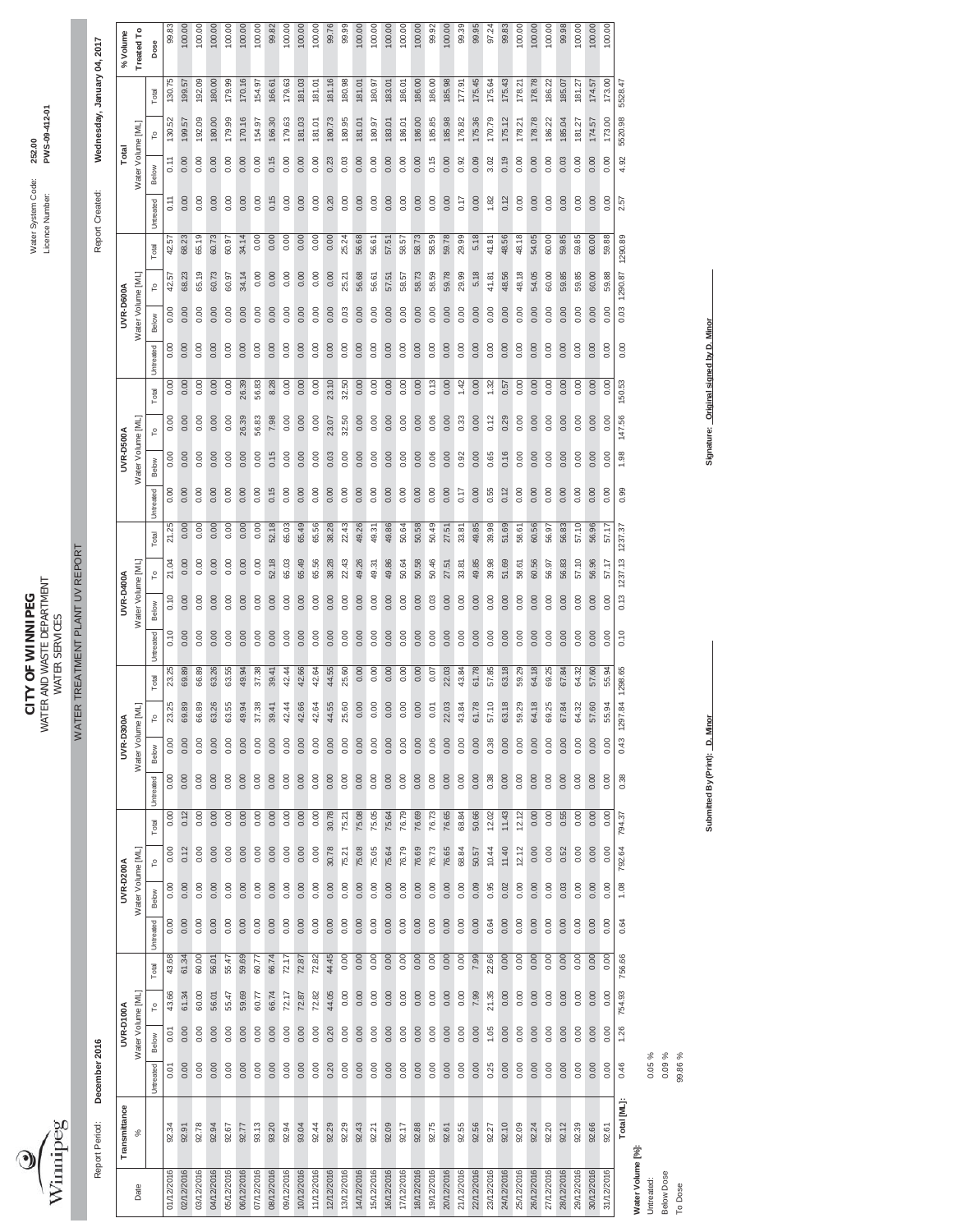# CITY OF WINNIPEG
WATER AND WASTE DEPARTMENT
WATER SERVICES

## WATER TREATMENT PLANT UV REPORT

Water System Code: **252.00**
Licence Number: **PWS-09-412-01**

Report Period: **December 2016**
Report Created: **Wednesday, January 04, 2017**

| Date | Transmittance % | UVR-D100A Water Volume [ML] | | | | UVR-D200A Water Volume [ML] | | | | UVR-D300A Water Volume [ML] | | | | UVR-D400A Water Volume [ML] | | | | UVR-D500A Water Volume [ML] | | | | UVR-D600A Water Volume [ML] | | | | Total Water Volume [ML] | | | | % Volume Treated To Dose |
|---|---|---|---|---|---|---|---|---|---|---|---|---|---|---|---|---|---|---|---|---|---|---|---|---|---|---|---|---|---|---|
| | | Untreated | Below | To | Total | Untreated | Below | To | Total | Untreated | Below | To | Total | Untreated | Below | To | Total | Untreated | Below | To | Total | Untreated | Below | To | Total | Untreated | Below | To | Total | |
| 01/12/2016 | 92.34 | 0.01 | 0.01 | 43.66 | 43.68 | 0.00 | 0.00 | 0.00 | 0.00 | 0.00 | 0.00 | 23.25 | 23.25 | 0.10 | 0.10 | 21.04 | 21.25 | 0.00 | 0.00 | 0.00 | 0.00 | 0.00 | 0.00 | 42.57 | 42.57 | 0.11 | 0.11 | 130.52 | 130.75 | 99.83 |
| 02/12/2016 | 92.91 | 0.00 | 0.00 | 61.34 | 61.34 | 0.00 | 0.00 | 0.12 | 0.12 | 0.00 | 0.00 | 69.89 | 69.89 | 0.00 | 0.00 | 0.00 | 0.00 | 0.00 | 0.00 | 0.00 | 0.00 | 0.00 | 0.00 | 68.23 | 68.23 | 0.00 | 0.00 | 199.57 | 199.57 | 100.00 |
| 03/12/2016 | 92.78 | 0.00 | 0.00 | 60.00 | 60.00 | 0.00 | 0.00 | 0.00 | 0.00 | 0.00 | 0.00 | 66.89 | 66.89 | 0.00 | 0.00 | 0.00 | 0.00 | 0.00 | 0.00 | 0.00 | 0.00 | 0.00 | 0.00 | 65.19 | 65.19 | 0.00 | 0.00 | 192.09 | 192.09 | 100.00 |
| 04/12/2016 | 92.94 | 0.00 | 0.00 | 56.01 | 56.01 | 0.00 | 0.00 | 0.00 | 0.00 | 0.00 | 0.00 | 63.26 | 63.26 | 0.00 | 0.00 | 0.00 | 0.00 | 0.00 | 0.00 | 0.00 | 0.00 | 0.00 | 0.00 | 60.73 | 60.73 | 0.00 | 0.00 | 180.00 | 180.00 | 100.00 |
| 05/12/2016 | 92.67 | 0.00 | 0.00 | 55.47 | 55.47 | 0.00 | 0.00 | 0.00 | 0.00 | 0.00 | 0.00 | 63.55 | 63.55 | 0.00 | 0.00 | 0.00 | 0.00 | 0.00 | 0.00 | 0.00 | 0.00 | 0.00 | 0.00 | 60.97 | 60.97 | 0.00 | 0.00 | 179.99 | 179.99 | 100.00 |
| 06/12/2016 | 92.77 | 0.00 | 0.00 | 59.69 | 59.69 | 0.00 | 0.00 | 0.00 | 0.00 | 0.00 | 0.00 | 49.94 | 49.94 | 0.00 | 0.00 | 0.00 | 0.00 | 0.00 | 0.00 | 26.39 | 26.39 | 0.00 | 0.00 | 34.14 | 34.14 | 0.00 | 0.00 | 170.16 | 170.16 | 100.00 |
| 07/12/2016 | 93.13 | 0.00 | 0.00 | 60.77 | 60.77 | 0.00 | 0.00 | 0.00 | 0.00 | 0.00 | 0.00 | 37.38 | 37.38 | 0.00 | 0.00 | 0.00 | 0.00 | 0.00 | 0.00 | 56.83 | 56.83 | 0.00 | 0.00 | 0.00 | 0.00 | 0.00 | 0.00 | 154.97 | 154.97 | 100.00 |
| 08/12/2016 | 93.20 | 0.00 | 0.00 | 66.74 | 66.74 | 0.00 | 0.00 | 0.00 | 0.00 | 0.00 | 0.00 | 39.41 | 39.41 | 0.00 | 0.00 | 52.18 | 52.18 | 0.15 | 0.15 | 7.98 | 8.28 | 0.00 | 0.00 | 0.00 | 0.00 | 0.15 | 0.15 | 166.30 | 166.61 | 99.82 |
| 09/12/2016 | 92.94 | 0.00 | 0.00 | 72.17 | 72.17 | 0.00 | 0.00 | 0.00 | 0.00 | 0.00 | 0.00 | 42.44 | 42.44 | 0.00 | 0.00 | 65.03 | 65.03 | 0.00 | 0.00 | 0.00 | 0.00 | 0.00 | 0.00 | 0.00 | 0.00 | 0.00 | 0.00 | 179.63 | 179.63 | 100.00 |
| 10/12/2016 | 93.04 | 0.00 | 0.00 | 72.87 | 72.87 | 0.00 | 0.00 | 0.00 | 0.00 | 0.00 | 0.00 | 42.66 | 42.66 | 0.00 | 0.00 | 65.49 | 65.49 | 0.00 | 0.00 | 0.00 | 0.00 | 0.00 | 0.00 | 0.00 | 0.00 | 0.00 | 0.00 | 181.03 | 181.03 | 100.00 |
| 11/12/2016 | 92.44 | 0.00 | 0.00 | 72.82 | 72.82 | 0.00 | 0.00 | 0.00 | 0.00 | 0.00 | 0.00 | 42.64 | 42.64 | 0.00 | 0.00 | 65.56 | 65.56 | 0.00 | 0.00 | 0.00 | 0.00 | 0.00 | 0.00 | 0.00 | 0.00 | 0.00 | 0.00 | 181.01 | 181.01 | 100.00 |
| 12/12/2016 | 92.29 | 0.20 | 0.20 | 44.05 | 44.45 | 0.00 | 0.00 | 30.78 | 30.78 | 0.00 | 0.00 | 44.55 | 44.55 | 0.00 | 0.00 | 38.28 | 38.28 | 0.00 | 0.03 | 23.07 | 23.10 | 0.00 | 0.00 | 0.00 | 0.00 | 0.20 | 0.23 | 180.73 | 181.16 | 99.76 |
| 13/12/2016 | 92.29 | 0.00 | 0.00 | 0.00 | 0.00 | 0.00 | 0.00 | 75.21 | 75.21 | 0.00 | 0.00 | 25.60 | 25.60 | 0.00 | 0.00 | 22.43 | 22.43 | 0.00 | 0.00 | 32.50 | 32.50 | 0.00 | 0.03 | 25.21 | 25.24 | 0.00 | 0.03 | 180.95 | 180.98 | 99.99 |
| 14/12/2016 | 92.43 | 0.00 | 0.00 | 0.00 | 0.00 | 0.00 | 0.00 | 75.08 | 75.08 | 0.00 | 0.00 | 0.00 | 0.00 | 0.00 | 0.00 | 49.26 | 49.26 | 0.00 | 0.00 | 0.00 | 0.00 | 0.00 | 0.00 | 56.68 | 56.68 | 0.00 | 0.00 | 181.01 | 181.01 | 100.00 |
| 15/12/2016 | 92.21 | 0.00 | 0.00 | 0.00 | 0.00 | 0.00 | 0.00 | 75.05 | 75.05 | 0.00 | 0.00 | 0.00 | 0.00 | 0.00 | 0.00 | 49.31 | 49.31 | 0.00 | 0.00 | 0.00 | 0.00 | 0.00 | 0.00 | 56.61 | 56.61 | 0.00 | 0.00 | 180.97 | 180.97 | 100.00 |
| 16/12/2016 | 92.09 | 0.00 | 0.00 | 0.00 | 0.00 | 0.00 | 0.00 | 75.64 | 75.64 | 0.00 | 0.00 | 0.00 | 0.00 | 0.00 | 0.00 | 49.86 | 49.86 | 0.00 | 0.00 | 0.00 | 0.00 | 0.00 | 0.00 | 57.51 | 57.51 | 0.00 | 0.00 | 183.01 | 183.01 | 100.00 |
| 17/12/2016 | 92.17 | 0.00 | 0.00 | 0.00 | 0.00 | 0.00 | 0.00 | 76.79 | 76.79 | 0.00 | 0.00 | 0.00 | 0.00 | 0.00 | 0.00 | 50.64 | 50.64 | 0.00 | 0.00 | 0.00 | 0.00 | 0.00 | 0.00 | 58.57 | 58.57 | 0.00 | 0.00 | 186.01 | 186.01 | 100.00 |
| 18/12/2016 | 92.88 | 0.00 | 0.00 | 0.00 | 0.00 | 0.00 | 0.00 | 76.69 | 76.69 | 0.00 | 0.00 | 0.00 | 0.00 | 0.00 | 0.00 | 50.58 | 50.58 | 0.00 | 0.00 | 0.00 | 0.00 | 0.00 | 0.00 | 58.73 | 58.73 | 0.00 | 0.00 | 186.00 | 186.00 | 100.00 |
| 19/12/2016 | 92.75 | 0.00 | 0.00 | 0.00 | 0.00 | 0.00 | 0.00 | 76.73 | 76.73 | 0.00 | 0.06 | 0.01 | 0.07 | 0.00 | 0.03 | 50.46 | 50.49 | 0.00 | 0.06 | 0.06 | 0.13 | 0.00 | 0.00 | 58.59 | 58.59 | 0.00 | 0.15 | 185.85 | 186.00 | 99.92 |
| 20/12/2016 | 92.61 | 0.00 | 0.00 | 0.00 | 0.00 | 0.00 | 0.00 | 76.65 | 76.65 | 0.00 | 0.00 | 22.03 | 22.03 | 0.00 | 0.00 | 27.51 | 27.51 | 0.00 | 0.00 | 0.00 | 0.00 | 0.00 | 0.00 | 59.78 | 59.78 | 0.00 | 0.00 | 185.98 | 185.98 | 100.00 |
| 21/12/2016 | 92.55 | 0.00 | 0.00 | 0.00 | 0.00 | 0.00 | 0.00 | 68.84 | 68.84 | 0.00 | 0.00 | 43.84 | 43.84 | 0.00 | 0.00 | 33.81 | 33.81 | 0.17 | 0.92 | 0.33 | 1.42 | 0.00 | 0.00 | 29.99 | 29.99 | 0.17 | 0.92 | 176.82 | 177.91 | 99.39 |
| 22/12/2016 | 92.56 | 0.00 | 0.00 | 7.99 | 7.99 | 0.00 | 0.09 | 50.57 | 50.66 | 0.00 | 0.00 | 61.78 | 61.78 | 0.00 | 0.00 | 49.85 | 49.85 | 0.00 | 0.00 | 0.00 | 0.00 | 0.00 | 0.00 | 5.18 | 5.18 | 0.00 | 0.09 | 175.36 | 175.45 | 99.95 |
| 23/12/2016 | 92.27 | 0.25 | 1.05 | 21.35 | 22.66 | 0.64 | 0.95 | 10.44 | 12.02 | 0.38 | 0.38 | 57.10 | 57.85 | 0.00 | 0.00 | 39.98 | 39.98 | 0.55 | 0.65 | 0.12 | 1.32 | 0.00 | 0.00 | 41.81 | 41.81 | 1.82 | 3.02 | 170.79 | 175.64 | 97.24 |
| 24/12/2016 | 92.10 | 0.00 | 0.00 | 0.00 | 0.00 | 0.00 | 0.02 | 11.40 | 11.43 | 0.00 | 0.00 | 63.18 | 63.18 | 0.00 | 0.00 | 51.69 | 51.69 | 0.12 | 0.16 | 0.29 | 0.57 | 0.00 | 0.00 | 48.56 | 48.56 | 0.12 | 0.19 | 175.12 | 175.43 | 99.83 |
| 25/12/2016 | 92.09 | 0.00 | 0.00 | 0.00 | 0.00 | 0.00 | 0.00 | 12.12 | 12.12 | 0.00 | 0.00 | 59.29 | 59.29 | 0.00 | 0.00 | 58.61 | 58.61 | 0.00 | 0.00 | 0.00 | 0.00 | 0.00 | 0.00 | 48.18 | 48.18 | 0.00 | 0.00 | 178.21 | 178.21 | 100.00 |
| 26/12/2016 | 92.24 | 0.00 | 0.00 | 0.00 | 0.00 | 0.00 | 0.00 | 0.00 | 0.00 | 0.00 | 0.00 | 64.18 | 64.18 | 0.00 | 0.00 | 60.56 | 60.56 | 0.00 | 0.00 | 0.00 | 0.00 | 0.00 | 0.00 | 54.05 | 54.05 | 0.00 | 0.00 | 178.78 | 178.78 | 100.00 |
| 27/12/2016 | 92.20 | 0.00 | 0.00 | 0.00 | 0.00 | 0.00 | 0.00 | 0.00 | 0.00 | 0.00 | 0.00 | 69.25 | 69.25 | 0.00 | 0.00 | 56.97 | 56.97 | 0.00 | 0.00 | 0.00 | 0.00 | 0.00 | 0.00 | 60.00 | 60.00 | 0.00 | 0.00 | 186.22 | 186.22 | 100.00 |
| 28/12/2016 | 92.12 | 0.00 | 0.00 | 0.00 | 0.00 | 0.00 | 0.03 | 0.52 | 0.55 | 0.00 | 0.00 | 67.84 | 67.84 | 0.00 | 0.00 | 56.83 | 56.83 | 0.00 | 0.00 | 0.00 | 0.00 | 0.00 | 0.00 | 59.85 | 59.85 | 0.00 | 0.03 | 185.04 | 185.07 | 99.98 |
| 29/12/2016 | 92.39 | 0.00 | 0.00 | 0.00 | 0.00 | 0.00 | 0.00 | 0.00 | 0.00 | 0.00 | 0.00 | 64.32 | 64.32 | 0.00 | 0.00 | 57.10 | 57.10 | 0.00 | 0.00 | 0.00 | 0.00 | 0.00 | 0.00 | 59.85 | 59.85 | 0.00 | 0.00 | 181.27 | 181.27 | 100.00 |
| 30/12/2016 | 92.66 | 0.00 | 0.00 | 0.00 | 0.00 | 0.00 | 0.00 | 0.00 | 0.00 | 0.00 | 0.00 | 57.60 | 57.60 | 0.00 | 0.00 | 56.96 | 56.96 | 0.00 | 0.00 | 0.00 | 0.00 | 0.00 | 0.00 | 60.00 | 60.00 | 0.00 | 0.00 | 174.57 | 174.57 | 100.00 |
| 31/12/2016 | 92.61 | 0.00 | 0.00 | 0.00 | 0.00 | 0.00 | 0.00 | 0.00 | 0.00 | 0.00 | 0.00 | 55.94 | 55.94 | 0.00 | 0.00 | 57.17 | 57.17 | 0.00 | 0.00 | 0.00 | 0.00 | 0.00 | 0.00 | 59.88 | 59.88 | 0.00 | 0.00 | 173.00 | 173.00 | 100.00 |
| **Total [ML]:** | | 0.46 | 1.26 | 754.93 | 756.66 | 0.64 | 1.08 | 792.64 | 794.37 | 0.38 | 0.43 | 1297.84 | 1298.65 | 0.10 | 0.13 | 1237.13 | 1237.37 | 0.99 | 1.98 | 147.56 | 150.53 | 0.00 | 0.03 | 1290.87 | 1290.89 | 2.57 | 4.92 | 5520.98 | 5528.47 | |

**Water Volume [%]:**

| | |
|---|---|
| Untreated: | 0.05 % |
| Below Dose | 0.09 % |
| To Dose | 99.86 % |

**Submitted By (Print):** D. Minor

**Signature:** Original signed by D. Minor